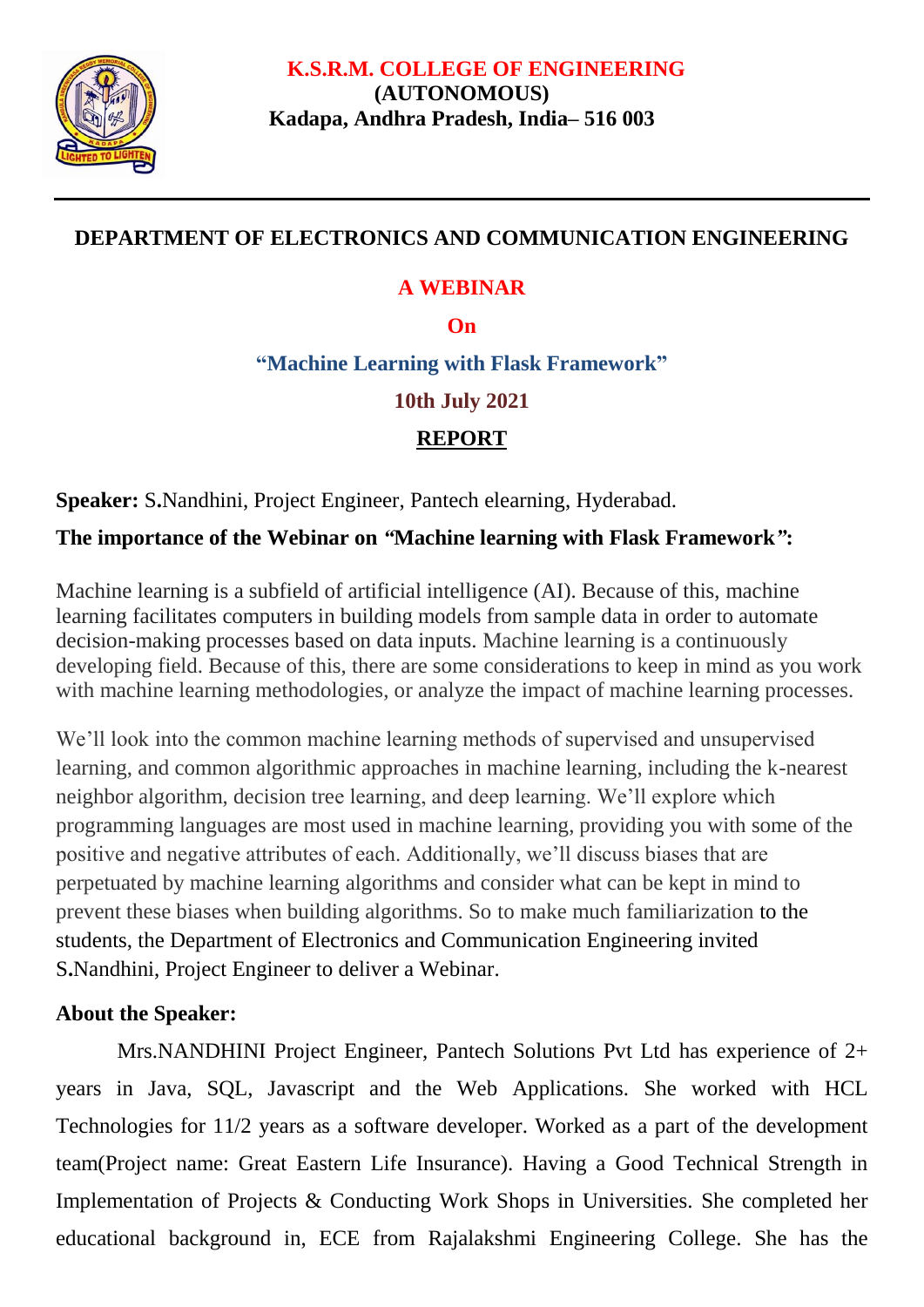# K.S.R.M. COLLEGE OF ENGINEERING

**(AUTONOMOUS)**

**Kadapa, Andhra Pradesh, India– 516 003**

---

## DEPARTMENT OF ELECTRONICS AND COMMUNICATION ENGINEERING

## A WEBINAR

**On**

**"Machine Learning with Flask Framework"**

**10th July 2021**

## REPORT

**Speaker:** S**.**Nandhini, Project Engineer, Pantech elearning, Hyderabad.

**The importance of the Webinar on *"*Machine learning with Flask Framework*"*:**

Machine learning is a subfield of artificial intelligence (AI). Because of this, machine learning facilitates computers in building models from sample data in order to automate decision-making processes based on data inputs. Machine learning is a continuously developing field. Because of this, there are some considerations to keep in mind as you work with machine learning methodologies, or analyze the impact of machine learning processes.

We'll look into the common machine learning methods of supervised and unsupervised learning, and common algorithmic approaches in machine learning, including the k-nearest neighbor algorithm, decision tree learning, and deep learning. We'll explore which programming languages are most used in machine learning, providing you with some of the positive and negative attributes of each. Additionally, we'll discuss biases that are perpetuated by machine learning algorithms and consider what can be kept in mind to prevent these biases when building algorithms. So to make much familiarization to the students, the Department of Electronics and Communication Engineering invited S**.**Nandhini, Project Engineer to deliver a Webinar.

**About the Speaker:**

Mrs.NANDHINI Project Engineer, Pantech Solutions Pvt Ltd has experience of 2+ years in Java, SQL, Javascript and the Web Applications. She worked with HCL Technologies for 11/2 years as a software developer. Worked as a part of the development team(Project name: Great Eastern Life Insurance). Having a Good Technical Strength in Implementation of Projects & Conducting Work Shops in Universities. She completed her educational background in, ECE from Rajalakshmi Engineering College. She has the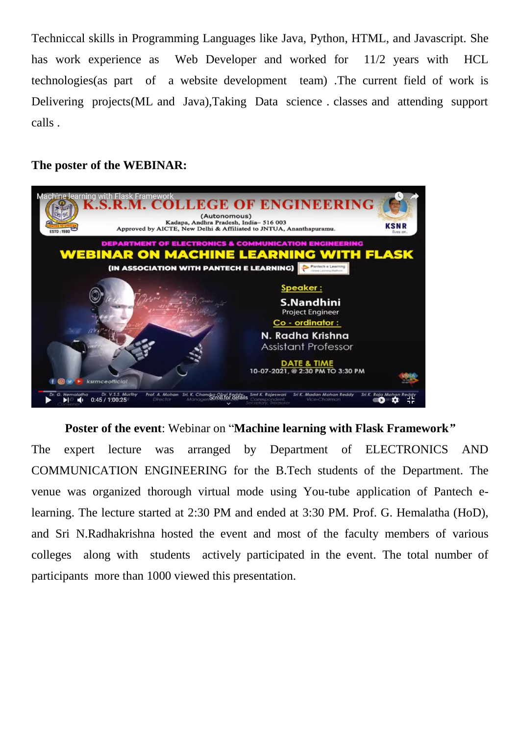Techniccal skills in Programming Languages like Java, Python, HTML, and Javascript. She has work experience as Web Developer and worked for 11/2 years with HCL technologies(as part of a website development team) .The current field of work is Delivering projects(ML and Java),Taking Data science . classes and attending support calls .

**The poster of the WEBINAR:**

**Poster of the event**: Webinar on "**Machine learning with Flask Framework"**

The expert lecture was arranged by Department of ELECTRONICS AND COMMUNICATION ENGINEERING for the B.Tech students of the Department. The venue was organized thorough virtual mode using You-tube application of Pantech e-learning. The lecture started at 2:30 PM and ended at 3:30 PM. Prof. G. Hemalatha (HoD), and Sri N.Radhakrishna hosted the event and most of the faculty members of various colleges along with students actively participated in the event. The total number of participants more than 1000 viewed this presentation.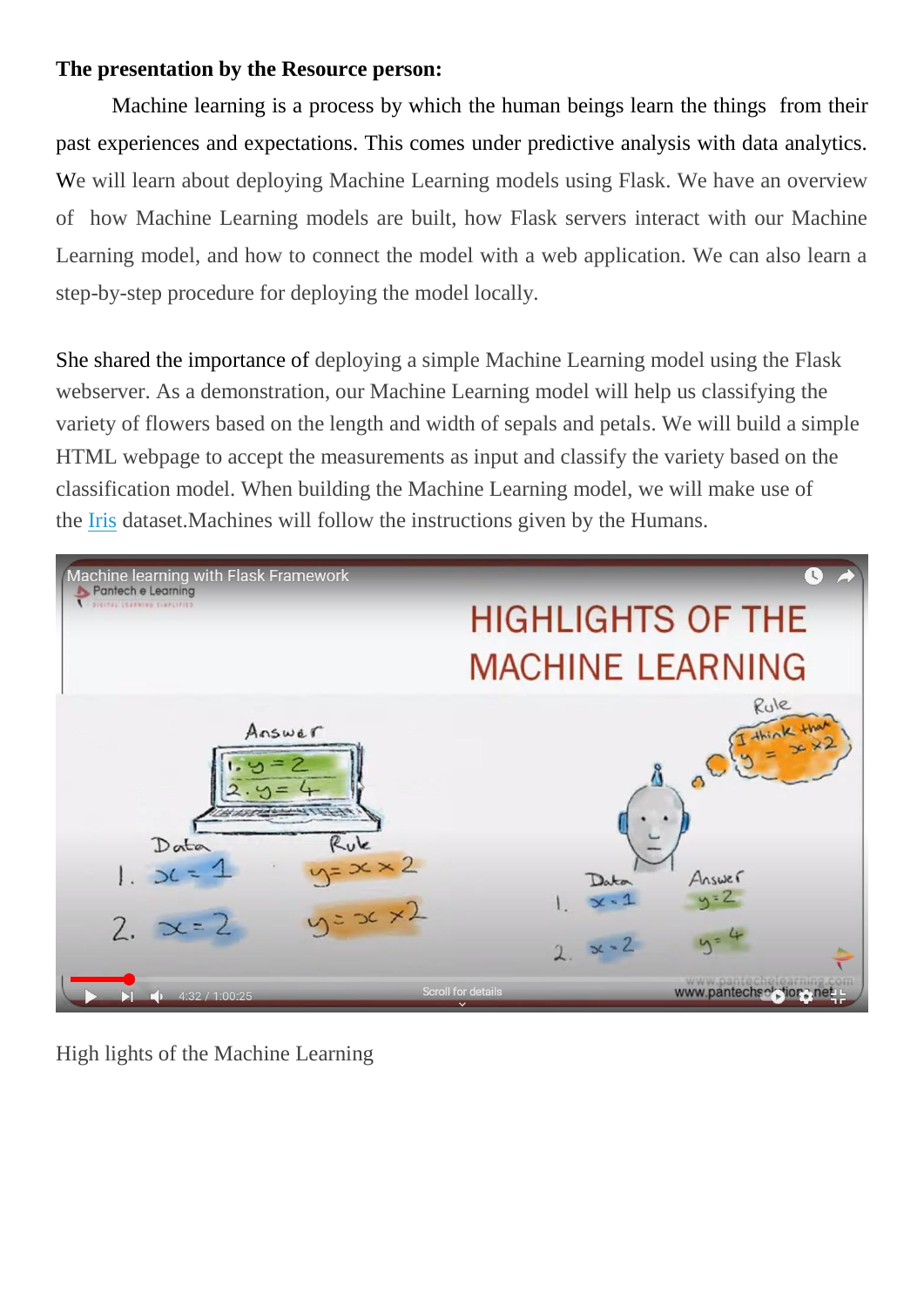**The presentation by the Resource person:**

Machine learning is a process by which the human beings learn the things from their past experiences and expectations. This comes under predictive analysis with data analytics. We will learn about deploying Machine Learning models using Flask. We have an overview of how Machine Learning models are built, how Flask servers interact with our Machine Learning model, and how to connect the model with a web application. We can also learn a step-by-step procedure for deploying the model locally.

She shared the importance of deploying a simple Machine Learning model using the Flask webserver. As a demonstration, our Machine Learning model will help us classifying the variety of flowers based on the length and width of sepals and petals. We will build a simple HTML webpage to accept the measurements as input and classify the variety based on the classification model. When building the Machine Learning model, we will make use of the Iris dataset.Machines will follow the instructions given by the Humans.

High lights of the Machine Learning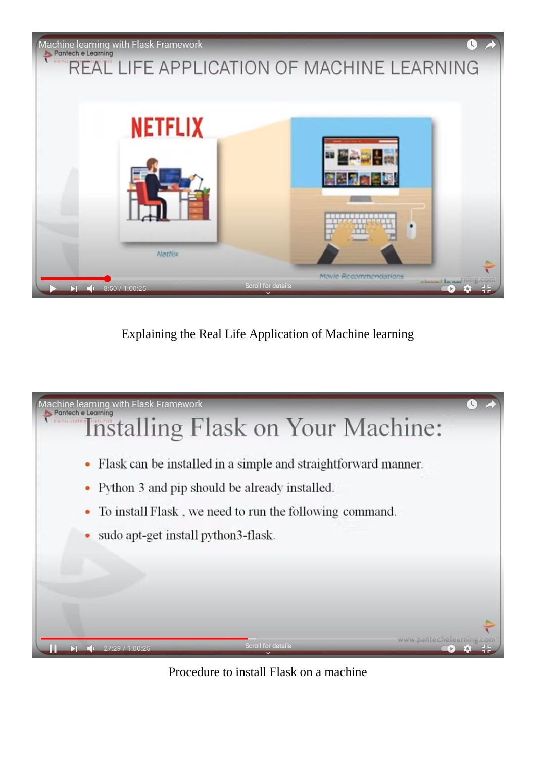Explaining the Real Life Application of Machine learning

Procedure to install Flask on a machine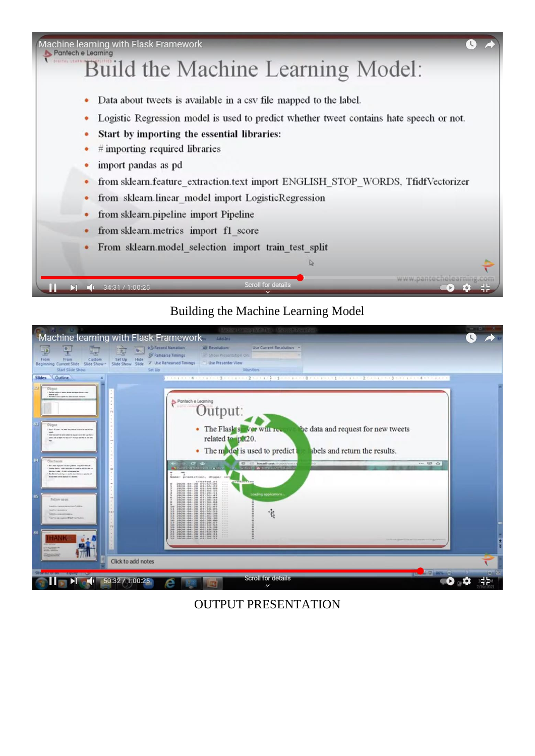Building the Machine Learning Model

OUTPUT PRESENTATION